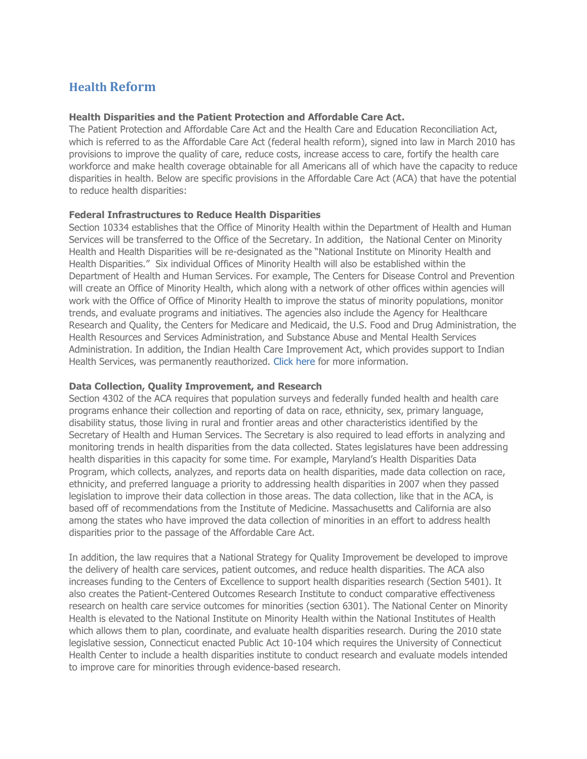# Health Reform

**Health Disparities and the Patient Protection and Affordable Care Act.**

The Patient Protection and Affordable Care Act and the Health Care and Education Reconciliation Act, which is referred to as the Affordable Care Act (federal health reform), signed into law in March 2010 has provisions to improve the quality of care, reduce costs, increase access to care, fortify the health care workforce and make health coverage obtainable for all Americans all of which have the capacity to reduce disparities in health. Below are specific provisions in the Affordable Care Act (ACA) that have the potential to reduce health disparities:

**Federal Infrastructures to Reduce Health Disparities**

Section 10334 establishes that the Office of Minority Health within the Department of Health and Human Services will be transferred to the Office of the Secretary. In addition, the National Center on Minority Health and Health Disparities will be re-designated as the "National Institute on Minority Health and Health Disparities." Six individual Offices of Minority Health will also be established within the Department of Health and Human Services. For example, The Centers for Disease Control and Prevention will create an Office of Minority Health, which along with a network of other offices within agencies will work with the Office of Office of Minority Health to improve the status of minority populations, monitor trends, and evaluate programs and initiatives. The agencies also include the Agency for Healthcare Research and Quality, the Centers for Medicare and Medicaid, the U.S. Food and Drug Administration, the Health Resources and Services Administration, and Substance Abuse and Mental Health Services Administration. In addition, the Indian Health Care Improvement Act, which provides support to Indian Health Services, was permanently reauthorized. Click here for more information.

**Data Collection, Quality Improvement, and Research**

Section 4302 of the ACA requires that population surveys and federally funded health and health care programs enhance their collection and reporting of data on race, ethnicity, sex, primary language, disability status, those living in rural and frontier areas and other characteristics identified by the Secretary of Health and Human Services. The Secretary is also required to lead efforts in analyzing and monitoring trends in health disparities from the data collected. States legislatures have been addressing health disparities in this capacity for some time. For example, Maryland's Health Disparities Data Program, which collects, analyzes, and reports data on health disparities, made data collection on race, ethnicity, and preferred language a priority to addressing health disparities in 2007 when they passed legislation to improve their data collection in those areas. The data collection, like that in the ACA, is based off of recommendations from the Institute of Medicine. Massachusetts and California are also among the states who have improved the data collection of minorities in an effort to address health disparities prior to the passage of the Affordable Care Act.

In addition, the law requires that a National Strategy for Quality Improvement be developed to improve the delivery of health care services, patient outcomes, and reduce health disparities. The ACA also increases funding to the Centers of Excellence to support health disparities research (Section 5401). It also creates the Patient-Centered Outcomes Research Institute to conduct comparative effectiveness research on health care service outcomes for minorities (section 6301). The National Center on Minority Health is elevated to the National Institute on Minority Health within the National Institutes of Health which allows them to plan, coordinate, and evaluate health disparities research. During the 2010 state legislative session, Connecticut enacted Public Act 10-104 which requires the University of Connecticut Health Center to include a health disparities institute to conduct research and evaluate models intended to improve care for minorities through evidence-based research.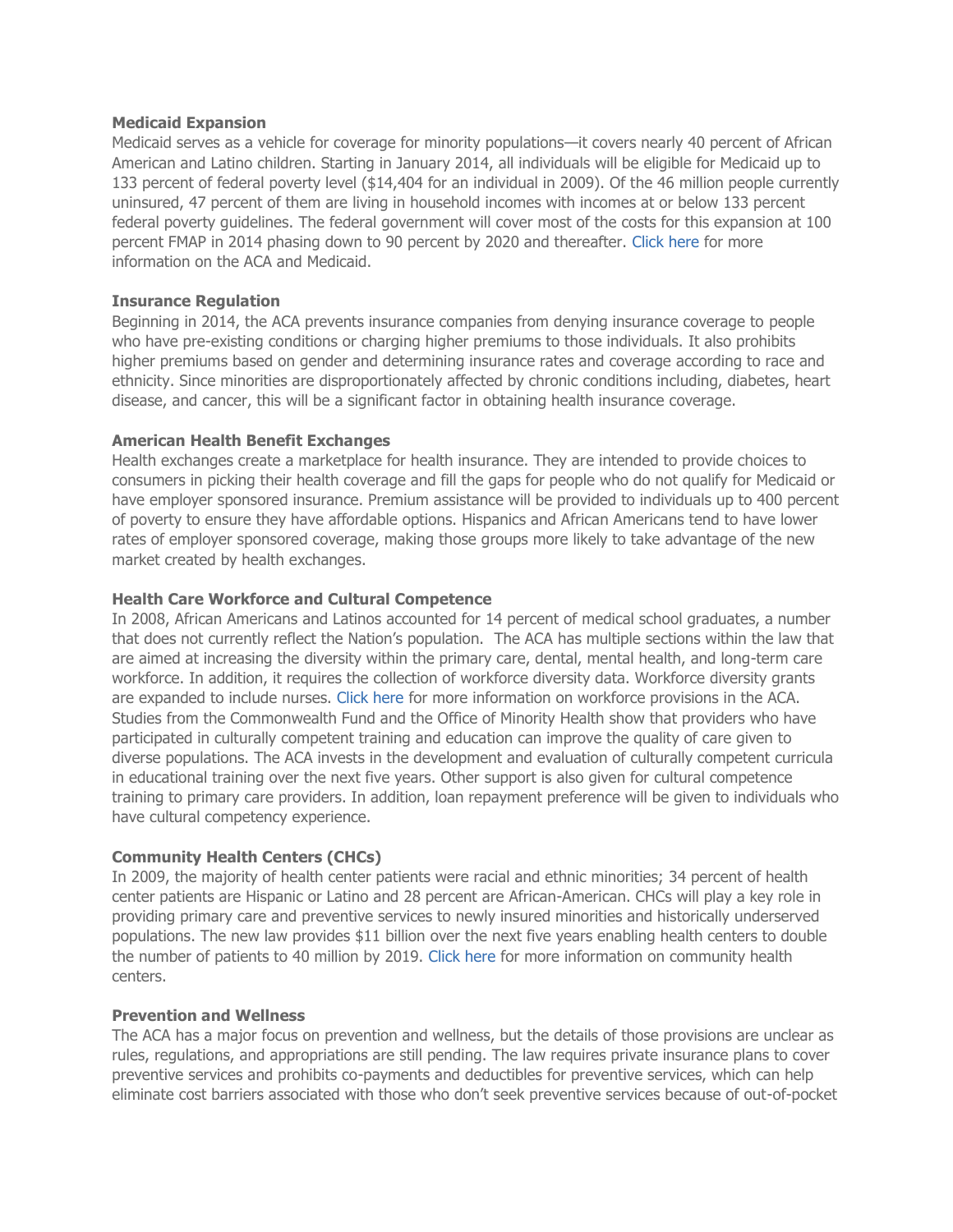**Medicaid Expansion**

Medicaid serves as a vehicle for coverage for minority populations—it covers nearly 40 percent of African American and Latino children. Starting in January 2014, all individuals will be eligible for Medicaid up to 133 percent of federal poverty level ($14,404 for an individual in 2009). Of the 46 million people currently uninsured, 47 percent of them are living in household incomes with incomes at or below 133 percent federal poverty guidelines. The federal government will cover most of the costs for this expansion at 100 percent FMAP in 2014 phasing down to 90 percent by 2020 and thereafter. Click here for more information on the ACA and Medicaid.

**Insurance Regulation**

Beginning in 2014, the ACA prevents insurance companies from denying insurance coverage to people who have pre-existing conditions or charging higher premiums to those individuals. It also prohibits higher premiums based on gender and determining insurance rates and coverage according to race and ethnicity. Since minorities are disproportionately affected by chronic conditions including, diabetes, heart disease, and cancer, this will be a significant factor in obtaining health insurance coverage.

**American Health Benefit Exchanges**

Health exchanges create a marketplace for health insurance. They are intended to provide choices to consumers in picking their health coverage and fill the gaps for people who do not qualify for Medicaid or have employer sponsored insurance. Premium assistance will be provided to individuals up to 400 percent of poverty to ensure they have affordable options. Hispanics and African Americans tend to have lower rates of employer sponsored coverage, making those groups more likely to take advantage of the new market created by health exchanges.

**Health Care Workforce and Cultural Competence**

In 2008, African Americans and Latinos accounted for 14 percent of medical school graduates, a number that does not currently reflect the Nation's population. The ACA has multiple sections within the law that are aimed at increasing the diversity within the primary care, dental, mental health, and long-term care workforce. In addition, it requires the collection of workforce diversity data. Workforce diversity grants are expanded to include nurses. Click here for more information on workforce provisions in the ACA. Studies from the Commonwealth Fund and the Office of Minority Health show that providers who have participated in culturally competent training and education can improve the quality of care given to diverse populations. The ACA invests in the development and evaluation of culturally competent curricula in educational training over the next five years. Other support is also given for cultural competence training to primary care providers. In addition, loan repayment preference will be given to individuals who have cultural competency experience.

**Community Health Centers (CHCs)**

In 2009, the majority of health center patients were racial and ethnic minorities; 34 percent of health center patients are Hispanic or Latino and 28 percent are African-American. CHCs will play a key role in providing primary care and preventive services to newly insured minorities and historically underserved populations. The new law provides $11 billion over the next five years enabling health centers to double the number of patients to 40 million by 2019. Click here for more information on community health centers.

**Prevention and Wellness**

The ACA has a major focus on prevention and wellness, but the details of those provisions are unclear as rules, regulations, and appropriations are still pending. The law requires private insurance plans to cover preventive services and prohibits co-payments and deductibles for preventive services, which can help eliminate cost barriers associated with those who don't seek preventive services because of out-of-pocket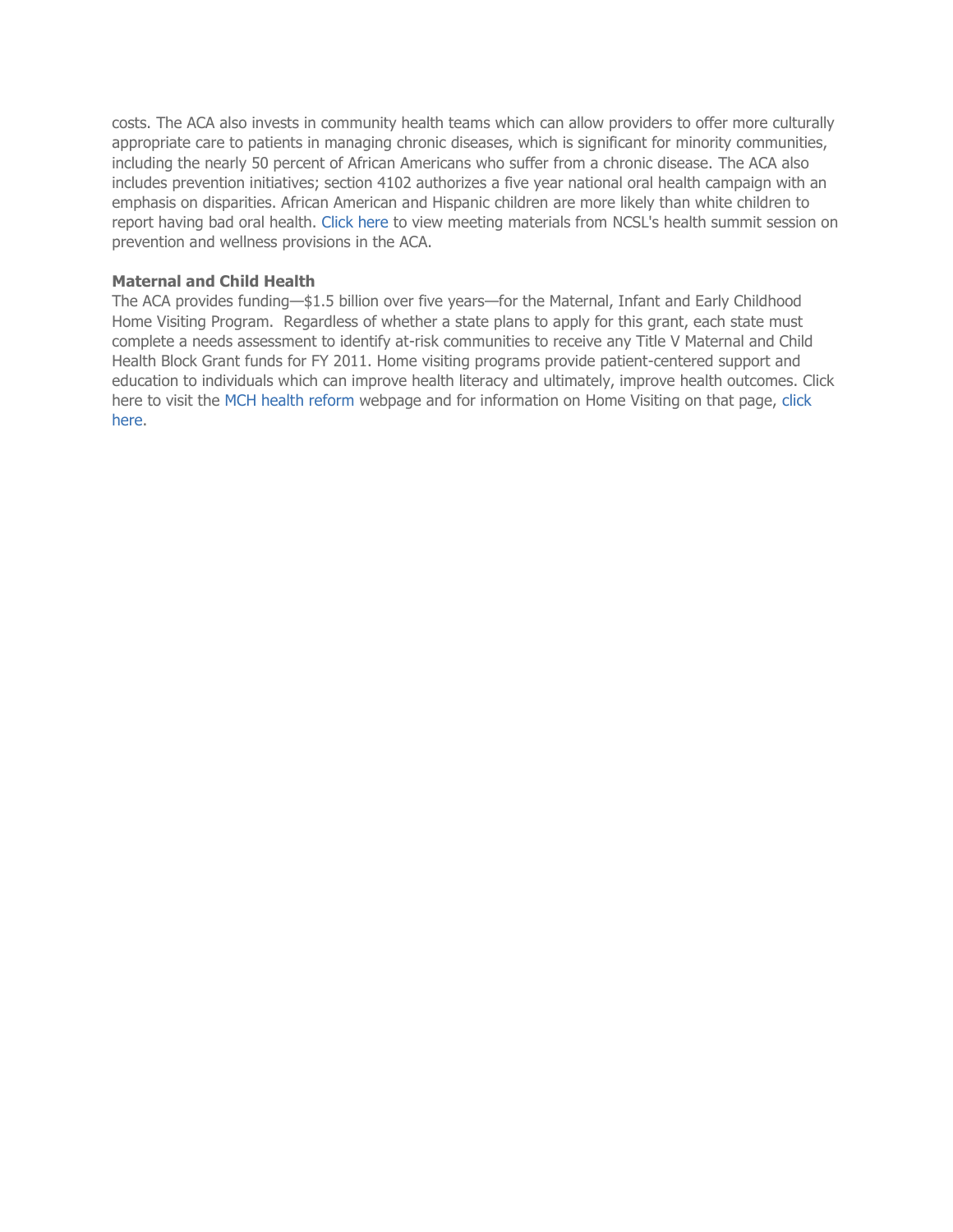costs. The ACA also invests in community health teams which can allow providers to offer more culturally appropriate care to patients in managing chronic diseases, which is significant for minority communities, including the nearly 50 percent of African Americans who suffer from a chronic disease. The ACA also includes prevention initiatives; section 4102 authorizes a five year national oral health campaign with an emphasis on disparities. African American and Hispanic children are more likely than white children to report having bad oral health. Click here to view meeting materials from NCSL's health summit session on prevention and wellness provisions in the ACA.

**Maternal and Child Health**

The ACA provides funding—$1.5 billion over five years—for the Maternal, Infant and Early Childhood Home Visiting Program. Regardless of whether a state plans to apply for this grant, each state must complete a needs assessment to identify at-risk communities to receive any Title V Maternal and Child Health Block Grant funds for FY 2011. Home visiting programs provide patient-centered support and education to individuals which can improve health literacy and ultimately, improve health outcomes. Click here to visit the MCH health reform webpage and for information on Home Visiting on that page, click here.